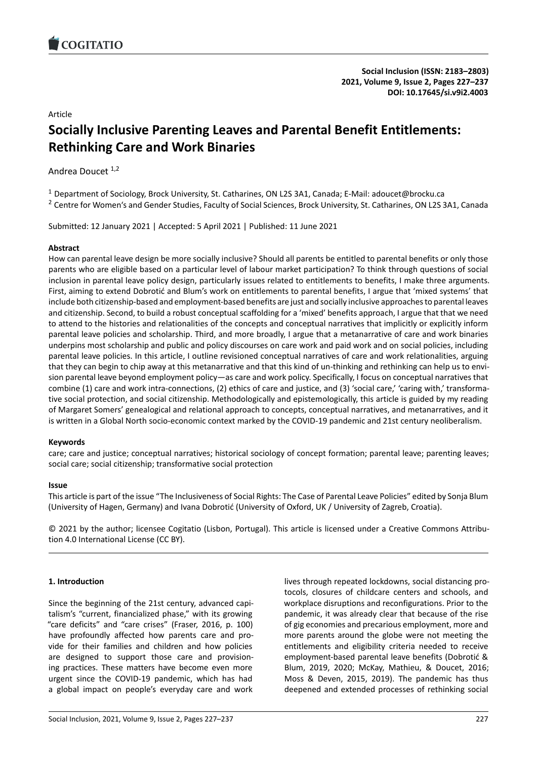Article

# Socially Inclusive Parenting Leaves and Parental Benefit Entitlements: Rethinking Care and Work Binaries

Andrea Doucet [1,2]

[1] Department of Sociology, Brock University, St. Catharines, ON L2S 3A1, Canada; E-Mail: adoucet@brocku.ca

[2] Centre for Women's and Gender Studies, Faculty of Social Sciences, Brock University, St. Catharines, ON L2S 3A1, Canada

Submitted: 12 January 2021 | Accepted: 5 April 2021 | Published: 11 June 2021

**Abstract**

How can parental leave design be more socially inclusive? Should all parents be entitled to parental benefits or only those parents who are eligible based on a particular level of labour market participation? To think through questions of social inclusion in parental leave policy design, particularly issues related to entitlements to benefits, I make three arguments. First, aiming to extend Dobrotić and Blum's work on entitlements to parental benefits, I argue that 'mixed systems' that include both citizenship-based and employment-based benefits are just and socially inclusive approaches to parental leaves and citizenship. Second, to build a robust conceptual scaffolding for a 'mixed' benefits approach, I argue that that we need to attend to the histories and relationalities of the concepts and conceptual narratives that implicitly or explicitly inform parental leave policies and scholarship. Third, and more broadly, I argue that a metanarrative of care and work binaries underpins most scholarship and public and policy discourses on care work and paid work and on social policies, including parental leave policies. In this article, I outline revisioned conceptual narratives of care and work relationalities, arguing that they can begin to chip away at this metanarrative and that this kind of un-thinking and rethinking can help us to envision parental leave beyond employment policy—as care and work policy. Specifically, I focus on conceptual narratives that combine (1) care and work intra-connections, (2) ethics of care and justice, and (3) 'social care,' 'caring with,' transformative social protection, and social citizenship. Methodologically and epistemologically, this article is guided by my reading of Margaret Somers' genealogical and relational approach to concepts, conceptual narratives, and metanarratives, and it is written in a Global North socio-economic context marked by the COVID-19 pandemic and 21st century neoliberalism.

**Keywords**

care; care and justice; conceptual narratives; historical sociology of concept formation; parental leave; parenting leaves; social care; social citizenship; transformative social protection

**Issue**

This article is part of the issue "The Inclusiveness of Social Rights: The Case of Parental Leave Policies" edited by Sonja Blum (University of Hagen, Germany) and Ivana Dobrotić (University of Oxford, UK / University of Zagreb, Croatia).

© 2021 by the author; licensee Cogitatio (Lisbon, Portugal). This article is licensed under a Creative Commons Attribution 4.0 International License (CC BY).

## 1. Introduction

Since the beginning of the 21st century, advanced capitalism's "current, financialized phase," with its growing "care deficits" and "care crises" (Fraser, 2016, p. 100) have profoundly affected how parents care and provide for their families and children and how policies are designed to support those care and provisioning practices. These matters have become even more urgent since the COVID-19 pandemic, which has had a global impact on people's everyday care and work lives through repeated lockdowns, social distancing protocols, closures of childcare centers and schools, and workplace disruptions and reconfigurations. Prior to the pandemic, it was already clear that because of the rise of gig economies and precarious employment, more and more parents around the globe were not meeting the entitlements and eligibility criteria needed to receive employment-based parental leave benefits (Dobrotić & Blum, 2019, 2020; McKay, Mathieu, & Doucet, 2016; Moss & Deven, 2015, 2019). The pandemic has thus deepened and extended processes of rethinking social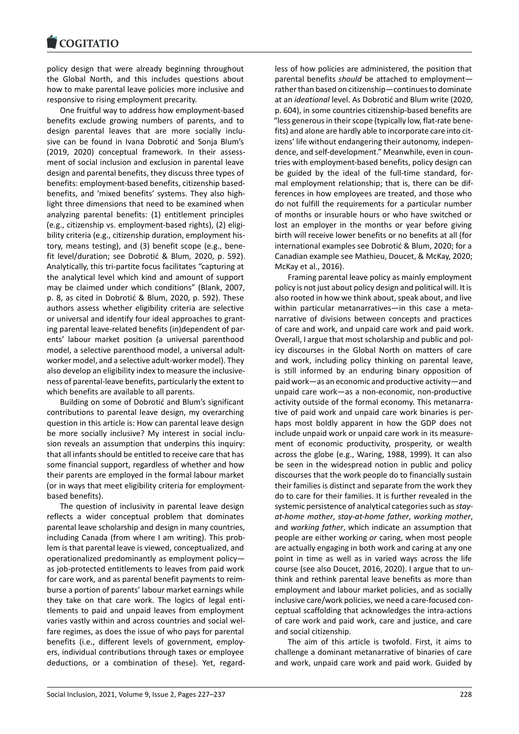policy design that were already beginning throughout the Global North, and this includes questions about how to make parental leave policies more inclusive and responsive to rising employment precarity.

One fruitful way to address how employment-based benefits exclude growing numbers of parents, and to design parental leaves that are more socially inclusive can be found in Ivana Dobrotić and Sonja Blum's (2019, 2020) conceptual framework. In their assessment of social inclusion and exclusion in parental leave design and parental benefits, they discuss three types of benefits: employment-based benefits, citizenship based-benefits, and 'mixed benefits' systems. They also highlight three dimensions that need to be examined when analyzing parental benefits: (1) entitlement principles (e.g., citizenship vs. employment-based rights), (2) eligibility criteria (e.g., citizenship duration, employment history, means testing), and (3) benefit scope (e.g., benefit level/duration; see Dobrotić & Blum, 2020, p. 592). Analytically, this tri-partite focus facilitates "capturing at the analytical level which kind and amount of support may be claimed under which conditions" (Blank, 2007, p. 8, as cited in Dobrotić & Blum, 2020, p. 592). These authors assess whether eligibility criteria are selective or universal and identify four ideal approaches to granting parental leave-related benefits (in)dependent of parents' labour market position (a universal parenthood model, a selective parenthood model, a universal adult-worker model, and a selective adult-worker model). They also develop an eligibility index to measure the inclusiveness of parental-leave benefits, particularly the extent to which benefits are available to all parents.

Building on some of Dobrotić and Blum's significant contributions to parental leave design, my overarching question in this article is: How can parental leave design be more socially inclusive? My interest in social inclusion reveals an assumption that underpins this inquiry: that all infants should be entitled to receive care that has some financial support, regardless of whether and how their parents are employed in the formal labour market (or in ways that meet eligibility criteria for employment-based benefits).

The question of inclusivity in parental leave design reflects a wider conceptual problem that dominates parental leave scholarship and design in many countries, including Canada (from where I am writing). This problem is that parental leave is viewed, conceptualized, and operationalized predominantly as employment policy—as job-protected entitlements to leaves from paid work for care work, and as parental benefit payments to reimburse a portion of parents' labour market earnings while they take on that care work. The logics of legal entitlements to paid and unpaid leaves from employment varies vastly within and across countries and social welfare regimes, as does the issue of who pays for parental benefits (i.e., different levels of government, employers, individual contributions through taxes or employee deductions, or a combination of these). Yet, regardless of how policies are administered, the position that parental benefits *should* be attached to employment—rather than based on citizenship—continues to dominate at an *ideational* level. As Dobrotić and Blum write (2020, p. 604), in some countries citizenship-based benefits are "less generous in their scope (typically low, flat-rate benefits) and alone are hardly able to incorporate care into citizens' life without endangering their autonomy, independence, and self-development." Meanwhile, even in countries with employment-based benefits, policy design can be guided by the ideal of the full-time standard, formal employment relationship; that is, there can be differences in how employees are treated, and those who do not fulfill the requirements for a particular number of months or insurable hours or who have switched or lost an employer in the months or year before giving birth will receive lower benefits or no benefits at all (for international examples see Dobrotić & Blum, 2020; for a Canadian example see Mathieu, Doucet, & McKay, 2020; McKay et al., 2016).

Framing parental leave policy as mainly employment policy is not just about policy design and political will. It is also rooted in how we think about, speak about, and live within particular metanarratives—in this case a metanarrative of divisions between concepts and practices of care and work, and unpaid care work and paid work. Overall, I argue that most scholarship and public and policy discourses in the Global North on matters of care and work, including policy thinking on parental leave, is still informed by an enduring binary opposition of paid work—as an economic and productive activity—and unpaid care work—as a non-economic, non-productive activity outside of the formal economy. This metanarrative of paid work and unpaid care work binaries is perhaps most boldly apparent in how the GDP does not include unpaid work or unpaid care work in its measurement of economic productivity, prosperity, or wealth across the globe (e.g., Waring, 1988, 1999). It can also be seen in the widespread notion in public and policy discourses that the work people do to financially sustain their families is distinct and separate from the work they do to care for their families. It is further revealed in the systemic persistence of analytical categories such as *stay-at-home mother*, *stay-at-home father*, *working mother*, and *working father*, which indicate an assumption that people are either working *or* caring, when most people are actually engaging in both work and caring at any one point in time as well as in varied ways across the life course (see also Doucet, 2016, 2020). I argue that to unthink and rethink parental leave benefits as more than employment and labour market policies, and as socially inclusive care/work policies, we need a care-focused conceptual scaffolding that acknowledges the intra-actions of care work and paid work, care and justice, and care and social citizenship.

The aim of this article is twofold. First, it aims to challenge a dominant metanarrative of binaries of care and work, unpaid care work and paid work. Guided by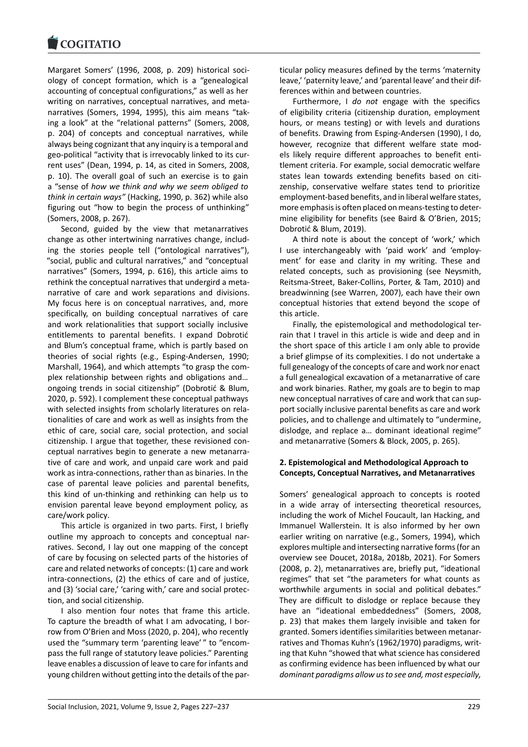Margaret Somers' (1996, 2008, p. 209) historical sociology of concept formation, which is a "genealogical accounting of conceptual configurations," as well as her writing on narratives, conceptual narratives, and metanarratives (Somers, 1994, 1995), this aim means "taking a look" at the "relational patterns" (Somers, 2008, p. 204) of concepts and conceptual narratives, while always being cognizant that any inquiry is a temporal and geo-political "activity that is irrevocably linked to its current uses" (Dean, 1994, p. 14, as cited in Somers, 2008, p. 10). The overall goal of such an exercise is to gain a "sense of *how we think and why we seem obliged to think in certain ways"* (Hacking, 1990, p. 362) while also figuring out "how to begin the process of unthinking" (Somers, 2008, p. 267).

Second, guided by the view that metanarratives change as other intertwining narratives change, including the stories people tell ("ontological narratives"), "social, public and cultural narratives," and "conceptual narratives" (Somers, 1994, p. 616), this article aims to rethink the conceptual narratives that undergird a metanarrative of care and work separations and divisions. My focus here is on conceptual narratives, and, more specifically, on building conceptual narratives of care and work relationalities that support socially inclusive entitlements to parental benefits. I expand Dobrotić and Blum's conceptual frame, which is partly based on theories of social rights (e.g., Esping-Andersen, 1990; Marshall, 1964), and which attempts "to grasp the complex relationship between rights and obligations and… ongoing trends in social citizenship" (Dobrotić & Blum, 2020, p. 592). I complement these conceptual pathways with selected insights from scholarly literatures on relationalities of care and work as well as insights from the ethic of care, social care, social protection, and social citizenship. I argue that together, these revisioned conceptual narratives begin to generate a new metanarrative of care and work, and unpaid care work and paid work as intra-connections, rather than as binaries. In the case of parental leave policies and parental benefits, this kind of un-thinking and rethinking can help us to envision parental leave beyond employment policy, as care/work policy.

This article is organized in two parts. First, I briefly outline my approach to concepts and conceptual narratives. Second, I lay out one mapping of the concept of care by focusing on selected parts of the histories of care and related networks of concepts: (1) care and work intra-connections, (2) the ethics of care and of justice, and (3) 'social care,' 'caring with,' care and social protection, and social citizenship.

I also mention four notes that frame this article. To capture the breadth of what I am advocating, I borrow from O'Brien and Moss (2020, p. 204), who recently used the "summary term 'parenting leave' " to "encompass the full range of statutory leave policies." Parenting leave enables a discussion of leave to care for infants and young children without getting into the details of the particular policy measures defined by the terms 'maternity leave,' 'paternity leave,' and 'parental leave' and their differences within and between countries.

Furthermore, I *do not* engage with the specifics of eligibility criteria (citizenship duration, employment hours, or means testing) or with levels and durations of benefits. Drawing from Esping-Andersen (1990), I do, however, recognize that different welfare state models likely require different approaches to benefit entitlement criteria. For example, social democratic welfare states lean towards extending benefits based on citizenship, conservative welfare states tend to prioritize employment-based benefits, and in liberal welfare states, more emphasis is often placed on means-testing to determine eligibility for benefits (see Baird & O'Brien, 2015; Dobrotić & Blum, 2019).

A third note is about the concept of 'work,' which I use interchangeably with 'paid work' and 'employment' for ease and clarity in my writing. These and related concepts, such as provisioning (see Neysmith, Reitsma-Street, Baker-Collins, Porter, & Tam, 2010) and breadwinning (see Warren, 2007), each have their own conceptual histories that extend beyond the scope of this article.

Finally, the epistemological and methodological terrain that I travel in this article is wide and deep and in the short space of this article I am only able to provide a brief glimpse of its complexities. I do not undertake a full genealogy of the concepts of care and work nor enact a full genealogical excavation of a metanarrative of care and work binaries. Rather, my goals are to begin to map new conceptual narratives of care and work that can support socially inclusive parental benefits as care and work policies, and to challenge and ultimately to "undermine, dislodge, and replace a… dominant ideational regime" and metanarrative (Somers & Block, 2005, p. 265).

## 2. Epistemological and Methodological Approach to Concepts, Conceptual Narratives, and Metanarratives

Somers' genealogical approach to concepts is rooted in a wide array of intersecting theoretical resources, including the work of Michel Foucault, Ian Hacking, and Immanuel Wallerstein. It is also informed by her own earlier writing on narrative (e.g., Somers, 1994), which explores multiple and intersecting narrative forms (for an overview see Doucet, 2018a, 2018b, 2021). For Somers (2008, p. 2), metanarratives are, briefly put, "ideational regimes" that set "the parameters for what counts as worthwhile arguments in social and political debates." They are difficult to dislodge or replace because they have an "ideational embeddedness" (Somers, 2008, p. 23) that makes them largely invisible and taken for granted. Somers identifies similarities between metanarratives and Thomas Kuhn's (1962/1970) paradigms, writing that Kuhn "showed that what science has considered as confirming evidence has been influenced by what our *dominant paradigms allow us to see and, most especially,*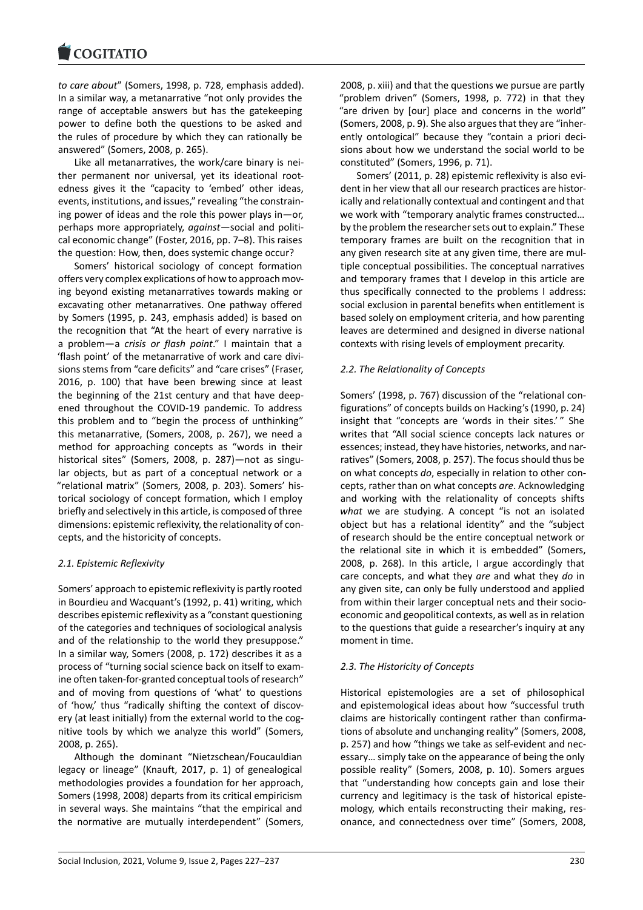*to care about*" (Somers, 1998, p. 728, emphasis added). In a similar way, a metanarrative "not only provides the range of acceptable answers but has the gatekeeping power to define both the questions to be asked and the rules of procedure by which they can rationally be answered" (Somers, 2008, p. 265).

Like all metanarratives, the work/care binary is neither permanent nor universal, yet its ideational rootedness gives it the "capacity to 'embed' other ideas, events, institutions, and issues," revealing "the constraining power of ideas and the role this power plays in—or, perhaps more appropriately, *against*—social and political economic change" (Foster, 2016, pp. 7–8). This raises the question: How, then, does systemic change occur?

Somers' historical sociology of concept formation offers very complex explications of how to approach moving beyond existing metanarratives towards making or excavating other metanarratives. One pathway offered by Somers (1995, p. 243, emphasis added) is based on the recognition that "At the heart of every narrative is a problem—a *crisis or flash point*." I maintain that a 'flash point' of the metanarrative of work and care divisions stems from "care deficits" and "care crises" (Fraser, 2016, p. 100) that have been brewing since at least the beginning of the 21st century and that have deepened throughout the COVID-19 pandemic. To address this problem and to "begin the process of unthinking" this metanarrative, (Somers, 2008, p. 267), we need a method for approaching concepts as "words in their historical sites" (Somers, 2008, p. 287)—not as singular objects, but as part of a conceptual network or a "relational matrix" (Somers, 2008, p. 203). Somers' historical sociology of concept formation, which I employ briefly and selectively in this article, is composed of three dimensions: epistemic reflexivity, the relationality of concepts, and the historicity of concepts.

### *2.1. Epistemic Reflexivity*

Somers' approach to epistemic reflexivity is partly rooted in Bourdieu and Wacquant's (1992, p. 41) writing, which describes epistemic reflexivity as a "constant questioning of the categories and techniques of sociological analysis and of the relationship to the world they presuppose." In a similar way, Somers (2008, p. 172) describes it as a process of "turning social science back on itself to examine often taken-for-granted conceptual tools of research" and of moving from questions of 'what' to questions of 'how,' thus "radically shifting the context of discovery (at least initially) from the external world to the cognitive tools by which we analyze this world" (Somers, 2008, p. 265).

Although the dominant "Nietzschean/Foucauldian legacy or lineage" (Knauft, 2017, p. 1) of genealogical methodologies provides a foundation for her approach, Somers (1998, 2008) departs from its critical empiricism in several ways. She maintains "that the empirical and the normative are mutually interdependent" (Somers, 2008, p. xiii) and that the questions we pursue are partly "problem driven" (Somers, 1998, p. 772) in that they "are driven by [our] place and concerns in the world" (Somers, 2008, p. 9). She also argues that they are "inherently ontological" because they "contain a priori decisions about how we understand the social world to be constituted" (Somers, 1996, p. 71).

Somers' (2011, p. 28) epistemic reflexivity is also evident in her view that all our research practices are historically and relationally contextual and contingent and that we work with "temporary analytic frames constructed… by the problem the researcher sets out to explain." These temporary frames are built on the recognition that in any given research site at any given time, there are multiple conceptual possibilities. The conceptual narratives and temporary frames that I develop in this article are thus specifically connected to the problems I address: social exclusion in parental benefits when entitlement is based solely on employment criteria, and how parenting leaves are determined and designed in diverse national contexts with rising levels of employment precarity.

### *2.2. The Relationality of Concepts*

Somers' (1998, p. 767) discussion of the "relational configurations" of concepts builds on Hacking's (1990, p. 24) insight that "concepts are 'words in their sites.'" She writes that "All social science concepts lack natures or essences; instead, they have histories, networks, and narratives" (Somers, 2008, p. 257). The focus should thus be on what concepts *do*, especially in relation to other concepts, rather than on what concepts *are*. Acknowledging and working with the relationality of concepts shifts *what* we are studying. A concept "is not an isolated object but has a relational identity" and the "subject of research should be the entire conceptual network or the relational site in which it is embedded" (Somers, 2008, p. 268). In this article, I argue accordingly that care concepts, and what they *are* and what they *do* in any given site, can only be fully understood and applied from within their larger conceptual nets and their socioeconomic and geopolitical contexts, as well as in relation to the questions that guide a researcher's inquiry at any moment in time.

### *2.3. The Historicity of Concepts*

Historical epistemologies are a set of philosophical and epistemological ideas about how "successful truth claims are historically contingent rather than confirmations of absolute and unchanging reality" (Somers, 2008, p. 257) and how "things we take as self-evident and necessary… simply take on the appearance of being the only possible reality" (Somers, 2008, p. 10). Somers argues that "understanding how concepts gain and lose their currency and legitimacy is the task of historical epistemology, which entails reconstructing their making, resonance, and connectedness over time" (Somers, 2008,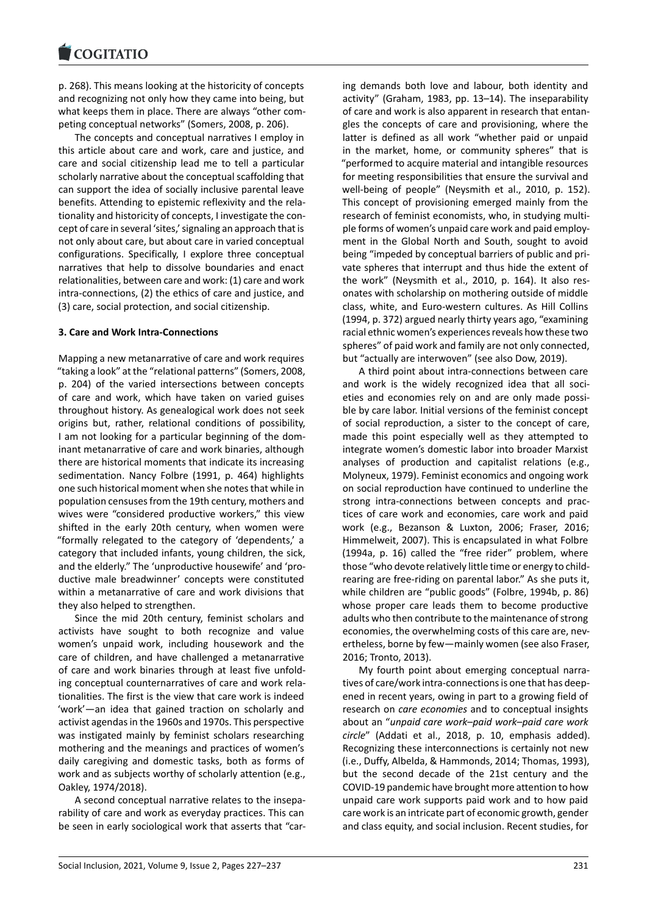p. 268). This means looking at the historicity of concepts and recognizing not only how they came into being, but what keeps them in place. There are always "other competing conceptual networks" (Somers, 2008, p. 206).

The concepts and conceptual narratives I employ in this article about care and work, care and justice, and care and social citizenship lead me to tell a particular scholarly narrative about the conceptual scaffolding that can support the idea of socially inclusive parental leave benefits. Attending to epistemic reflexivity and the relationality and historicity of concepts, I investigate the concept of care in several 'sites,' signaling an approach that is not only about care, but about care in varied conceptual configurations. Specifically, I explore three conceptual narratives that help to dissolve boundaries and enact relationalities, between care and work: (1) care and work intra-connections, (2) the ethics of care and justice, and (3) care, social protection, and social citizenship.

## 3. Care and Work Intra-Connections

Mapping a new metanarrative of care and work requires "taking a look" at the "relational patterns" (Somers, 2008, p. 204) of the varied intersections between concepts of care and work, which have taken on varied guises throughout history. As genealogical work does not seek origins but, rather, relational conditions of possibility, I am not looking for a particular beginning of the dominant metanarrative of care and work binaries, although there are historical moments that indicate its increasing sedimentation. Nancy Folbre (1991, p. 464) highlights one such historical moment when she notes that while in population censuses from the 19th century, mothers and wives were "considered productive workers," this view shifted in the early 20th century, when women were "formally relegated to the category of 'dependents,' a category that included infants, young children, the sick, and the elderly." The 'unproductive housewife' and 'productive male breadwinner' concepts were constituted within a metanarrative of care and work divisions that they also helped to strengthen.

Since the mid 20th century, feminist scholars and activists have sought to both recognize and value women's unpaid work, including housework and the care of children, and have challenged a metanarrative of care and work binaries through at least five unfolding conceptual counternarratives of care and work relationalities. The first is the view that care work is indeed 'work'—an idea that gained traction on scholarly and activist agendas in the 1960s and 1970s. This perspective was instigated mainly by feminist scholars researching mothering and the meanings and practices of women's daily caregiving and domestic tasks, both as forms of work and as subjects worthy of scholarly attention (e.g., Oakley, 1974/2018).

A second conceptual narrative relates to the inseparability of care and work as everyday practices. This can be seen in early sociological work that asserts that "caring demands both love and labour, both identity and activity" (Graham, 1983, pp. 13–14). The inseparability of care and work is also apparent in research that entangles the concepts of care and provisioning, where the latter is defined as all work "whether paid or unpaid in the market, home, or community spheres" that is "performed to acquire material and intangible resources for meeting responsibilities that ensure the survival and well-being of people" (Neysmith et al., 2010, p. 152). This concept of provisioning emerged mainly from the research of feminist economists, who, in studying multiple forms of women's unpaid care work and paid employment in the Global North and South, sought to avoid being "impeded by conceptual barriers of public and private spheres that interrupt and thus hide the extent of the work" (Neysmith et al., 2010, p. 164). It also resonates with scholarship on mothering outside of middle class, white, and Euro-western cultures. As Hill Collins (1994, p. 372) argued nearly thirty years ago, "examining racial ethnic women's experiences reveals how these two spheres" of paid work and family are not only connected, but "actually are interwoven" (see also Dow, 2019).

A third point about intra-connections between care and work is the widely recognized idea that all societies and economies rely on and are only made possible by care labor. Initial versions of the feminist concept of social reproduction, a sister to the concept of care, made this point especially well as they attempted to integrate women's domestic labor into broader Marxist analyses of production and capitalist relations (e.g., Molyneux, 1979). Feminist economics and ongoing work on social reproduction have continued to underline the strong intra-connections between concepts and practices of care work and economies, care work and paid work (e.g., Bezanson & Luxton, 2006; Fraser, 2016; Himmelweit, 2007). This is encapsulated in what Folbre (1994a, p. 16) called the "free rider" problem, where those "who devote relatively little time or energy to childrearing are free-riding on parental labor." As she puts it, while children are "public goods" (Folbre, 1994b, p. 86) whose proper care leads them to become productive adults who then contribute to the maintenance of strong economies, the overwhelming costs of this care are, nevertheless, borne by few—mainly women (see also Fraser, 2016; Tronto, 2013).

My fourth point about emerging conceptual narratives of care/work intra-connections is one that has deepened in recent years, owing in part to a growing field of research on *care economies* and to conceptual insights about an "*unpaid care work–paid work–paid care work circle*" (Addati et al., 2018, p. 10, emphasis added). Recognizing these interconnections is certainly not new (i.e., Duffy, Albelda, & Hammonds, 2014; Thomas, 1993), but the second decade of the 21st century and the COVID-19 pandemic have brought more attention to how unpaid care work supports paid work and to how paid care work is an intricate part of economic growth, gender and class equity, and social inclusion. Recent studies, for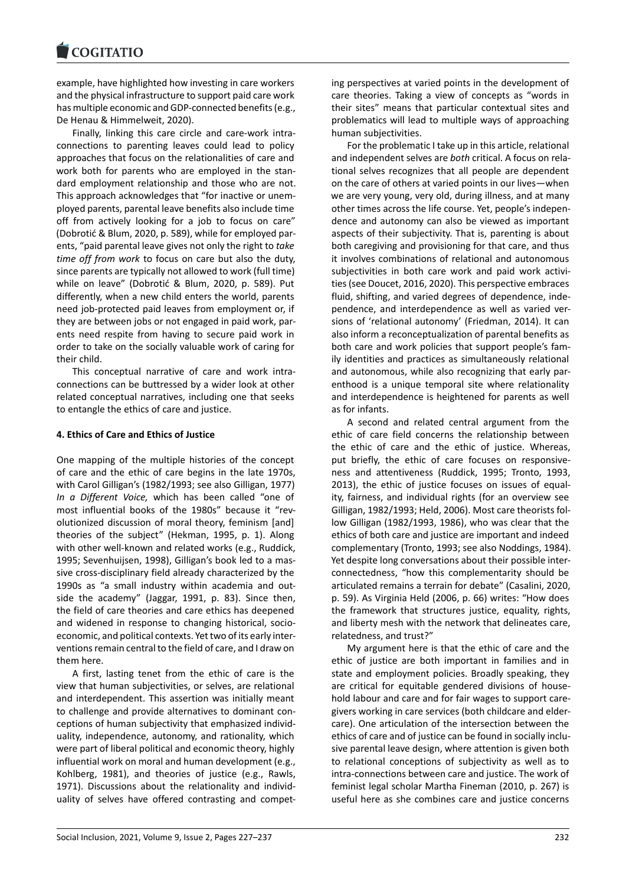example, have highlighted how investing in care workers and the physical infrastructure to support paid care work has multiple economic and GDP-connected benefits (e.g., De Henau & Himmelweit, 2020).

Finally, linking this care circle and care-work intra-connections to parenting leaves could lead to policy approaches that focus on the relationalities of care and work both for parents who are employed in the standard employment relationship and those who are not. This approach acknowledges that "for inactive or unemployed parents, parental leave benefits also include time off from actively looking for a job to focus on care" (Dobrotić & Blum, 2020, p. 589), while for employed parents, "paid parental leave gives not only the right to *take time off from work* to focus on care but also the duty, since parents are typically not allowed to work (full time) while on leave" (Dobrotić & Blum, 2020, p. 589). Put differently, when a new child enters the world, parents need job-protected paid leaves from employment or, if they are between jobs or not engaged in paid work, parents need respite from having to secure paid work in order to take on the socially valuable work of caring for their child.

This conceptual narrative of care and work intra-connections can be buttressed by a wider look at other related conceptual narratives, including one that seeks to entangle the ethics of care and justice.

## 4. Ethics of Care and Ethics of Justice

One mapping of the multiple histories of the concept of care and the ethic of care begins in the late 1970s, with Carol Gilligan's (1982/1993; see also Gilligan, 1977) *In a Different Voice,* which has been called "one of most influential books of the 1980s" because it "revolutionized discussion of moral theory, feminism [and] theories of the subject" (Hekman, 1995, p. 1). Along with other well-known and related works (e.g., Ruddick, 1995; Sevenhuijsen, 1998), Gilligan's book led to a massive cross-disciplinary field already characterized by the 1990s as "a small industry within academia and outside the academy" (Jaggar, 1991, p. 83). Since then, the field of care theories and care ethics has deepened and widened in response to changing historical, socio-economic, and political contexts. Yet two of its early interventions remain central to the field of care, and I draw on them here.

A first, lasting tenet from the ethic of care is the view that human subjectivities, or selves, are relational and interdependent. This assertion was initially meant to challenge and provide alternatives to dominant conceptions of human subjectivity that emphasized individuality, independence, autonomy, and rationality, which were part of liberal political and economic theory, highly influential work on moral and human development (e.g., Kohlberg, 1981), and theories of justice (e.g., Rawls, 1971). Discussions about the relationality and individuality of selves have offered contrasting and competing perspectives at varied points in the development of care theories. Taking a view of concepts as "words in their sites" means that particular contextual sites and problematics will lead to multiple ways of approaching human subjectivities.

For the problematic I take up in this article, relational and independent selves are *both* critical. A focus on relational selves recognizes that all people are dependent on the care of others at varied points in our lives—when we are very young, very old, during illness, and at many other times across the life course. Yet, people's independence and autonomy can also be viewed as important aspects of their subjectivity. That is, parenting is about both caregiving and provisioning for that care, and thus it involves combinations of relational and autonomous subjectivities in both care work and paid work activities (see Doucet, 2016, 2020). This perspective embraces fluid, shifting, and varied degrees of dependence, independence, and interdependence as well as varied versions of 'relational autonomy' (Friedman, 2014). It can also inform a reconceptualization of parental benefits as both care and work policies that support people's family identities and practices as simultaneously relational and autonomous, while also recognizing that early parenthood is a unique temporal site where relationality and interdependence is heightened for parents as well as for infants.

A second and related central argument from the ethic of care field concerns the relationship between the ethic of care and the ethic of justice. Whereas, put briefly, the ethic of care focuses on responsiveness and attentiveness (Ruddick, 1995; Tronto, 1993, 2013), the ethic of justice focuses on issues of equality, fairness, and individual rights (for an overview see Gilligan, 1982/1993; Held, 2006). Most care theorists follow Gilligan (1982/1993, 1986), who was clear that the ethics of both care and justice are important and indeed complementary (Tronto, 1993; see also Noddings, 1984). Yet despite long conversations about their possible interconnectedness, "how this complementarity should be articulated remains a terrain for debate" (Casalini, 2020, p. 59). As Virginia Held (2006, p. 66) writes: "How does the framework that structures justice, equality, rights, and liberty mesh with the network that delineates care, relatedness, and trust?"

My argument here is that the ethic of care and the ethic of justice are both important in families and in state and employment policies. Broadly speaking, they are critical for equitable gendered divisions of household labour and care and for fair wages to support caregivers working in care services (both childcare and eldercare). One articulation of the intersection between the ethics of care and of justice can be found in socially inclusive parental leave design, where attention is given both to relational conceptions of subjectivity as well as to intra-connections between care and justice. The work of feminist legal scholar Martha Fineman (2010, p. 267) is useful here as she combines care and justice concerns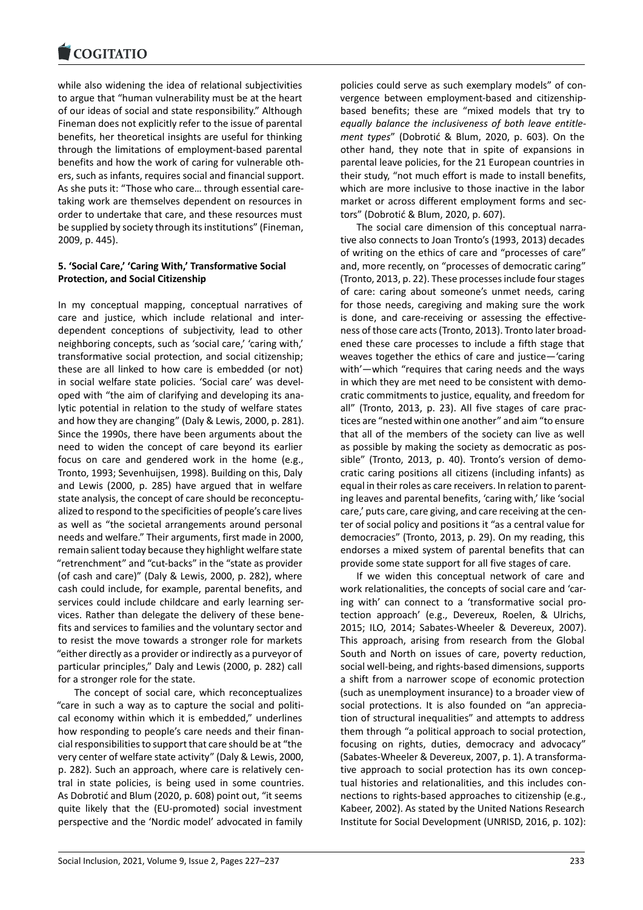while also widening the idea of relational subjectivities to argue that "human vulnerability must be at the heart of our ideas of social and state responsibility." Although Fineman does not explicitly refer to the issue of parental benefits, her theoretical insights are useful for thinking through the limitations of employment-based parental benefits and how the work of caring for vulnerable others, such as infants, requires social and financial support. As she puts it: "Those who care… through essential caretaking work are themselves dependent on resources in order to undertake that care, and these resources must be supplied by society through its institutions" (Fineman, 2009, p. 445).

### 5. 'Social Care,' 'Caring With,' Transformative Social Protection, and Social Citizenship

In my conceptual mapping, conceptual narratives of care and justice, which include relational and interdependent conceptions of subjectivity, lead to other neighboring concepts, such as 'social care,' 'caring with,' transformative social protection, and social citizenship; these are all linked to how care is embedded (or not) in social welfare state policies. 'Social care' was developed with "the aim of clarifying and developing its analytic potential in relation to the study of welfare states and how they are changing" (Daly & Lewis, 2000, p. 281). Since the 1990s, there have been arguments about the need to widen the concept of care beyond its earlier focus on care and gendered work in the home (e.g., Tronto, 1993; Sevenhuijsen, 1998). Building on this, Daly and Lewis (2000, p. 285) have argued that in welfare state analysis, the concept of care should be reconceptualized to respond to the specificities of people's care lives as well as "the societal arrangements around personal needs and welfare." Their arguments, first made in 2000, remain salient today because they highlight welfare state "retrenchment" and "cut-backs" in the "state as provider (of cash and care)" (Daly & Lewis, 2000, p. 282), where cash could include, for example, parental benefits, and services could include childcare and early learning services. Rather than delegate the delivery of these benefits and services to families and the voluntary sector and to resist the move towards a stronger role for markets "either directly as a provider or indirectly as a purveyor of particular principles," Daly and Lewis (2000, p. 282) call for a stronger role for the state.

The concept of social care, which reconceptualizes "care in such a way as to capture the social and political economy within which it is embedded," underlines how responding to people's care needs and their financial responsibilities to support that care should be at "the very center of welfare state activity" (Daly & Lewis, 2000, p. 282). Such an approach, where care is relatively central in state policies, is being used in some countries. As Dobrotić and Blum (2020, p. 608) point out, "it seems quite likely that the (EU-promoted) social investment perspective and the 'Nordic model' advocated in family policies could serve as such exemplary models" of convergence between employment-based and citizenship-based benefits; these are "mixed models that try to *equally balance the inclusiveness of both leave entitlement types*" (Dobrotić & Blum, 2020, p. 603). On the other hand, they note that in spite of expansions in parental leave policies, for the 21 European countries in their study, "not much effort is made to install benefits, which are more inclusive to those inactive in the labor market or across different employment forms and sectors" (Dobrotić & Blum, 2020, p. 607).

The social care dimension of this conceptual narrative also connects to Joan Tronto's (1993, 2013) decades of writing on the ethics of care and "processes of care" and, more recently, on "processes of democratic caring" (Tronto, 2013, p. 22). These processes include four stages of care: caring about someone's unmet needs, caring for those needs, caregiving and making sure the work is done, and care-receiving or assessing the effectiveness of those care acts (Tronto, 2013). Tronto later broadened these care processes to include a fifth stage that weaves together the ethics of care and justice—'caring with'—which "requires that caring needs and the ways in which they are met need to be consistent with democratic commitments to justice, equality, and freedom for all" (Tronto, 2013, p. 23). All five stages of care practices are "nested within one another" and aim "to ensure that all of the members of the society can live as well as possible by making the society as democratic as possible" (Tronto, 2013, p. 40). Tronto's version of democratic caring positions all citizens (including infants) as equal in their roles as care receivers. In relation to parenting leaves and parental benefits, 'caring with,' like 'social care,' puts care, care giving, and care receiving at the center of social policy and positions it "as a central value for democracies" (Tronto, 2013, p. 29). On my reading, this endorses a mixed system of parental benefits that can provide some state support for all five stages of care.

If we widen this conceptual network of care and work relationalities, the concepts of social care and 'caring with' can connect to a 'transformative social protection approach' (e.g., Devereux, Roelen, & Ulrichs, 2015; ILO, 2014; Sabates-Wheeler & Devereux, 2007). This approach, arising from research from the Global South and North on issues of care, poverty reduction, social well-being, and rights-based dimensions, supports a shift from a narrower scope of economic protection (such as unemployment insurance) to a broader view of social protections. It is also founded on "an appreciation of structural inequalities" and attempts to address them through "a political approach to social protection, focusing on rights, duties, democracy and advocacy" (Sabates-Wheeler & Devereux, 2007, p. 1). A transformative approach to social protection has its own conceptual histories and relationalities, and this includes connections to rights-based approaches to citizenship (e.g., Kabeer, 2002). As stated by the United Nations Research Institute for Social Development (UNRISD, 2016, p. 102):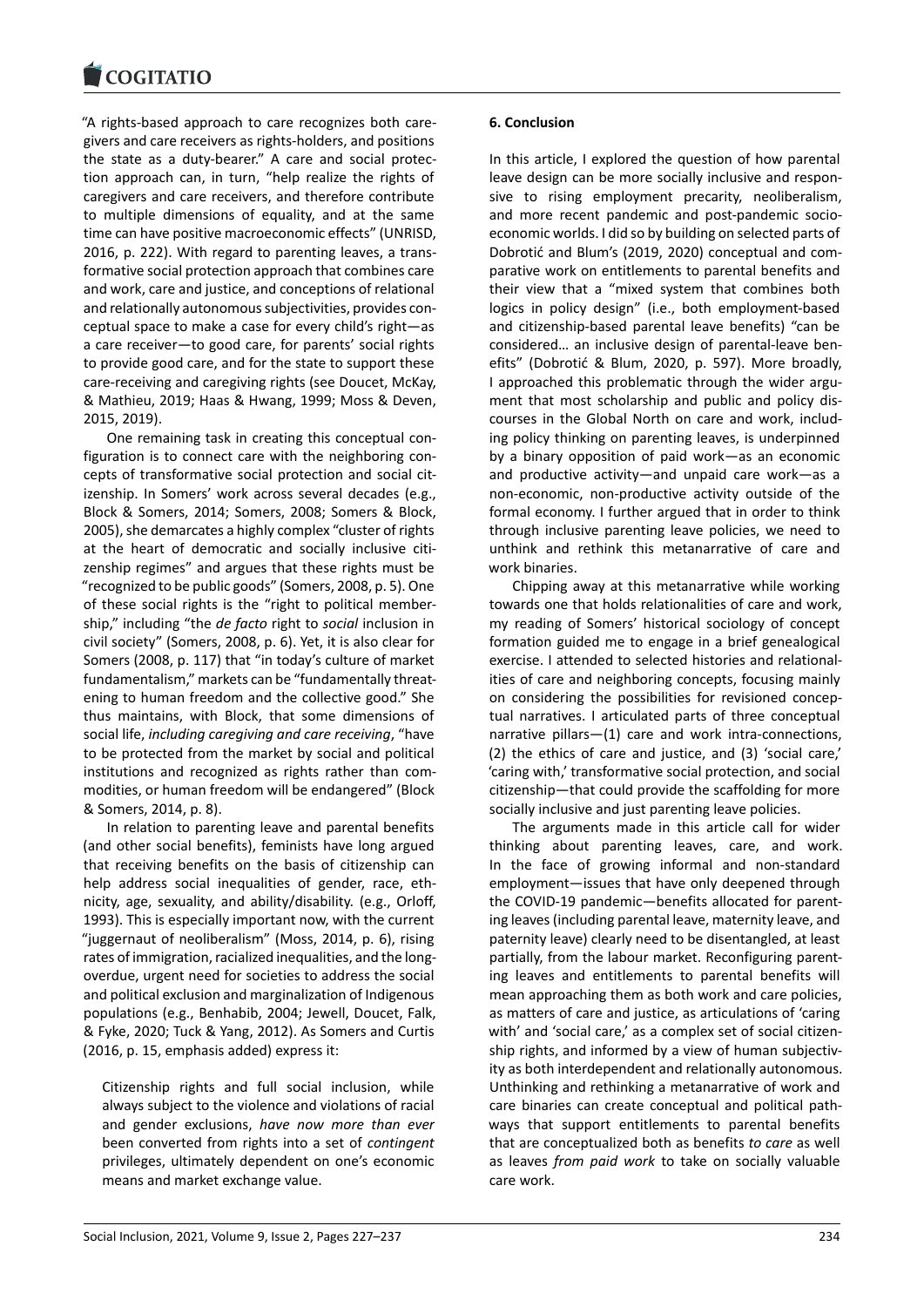"A rights-based approach to care recognizes both caregivers and care receivers as rights-holders, and positions the state as a duty-bearer." A care and social protection approach can, in turn, "help realize the rights of caregivers and care receivers, and therefore contribute to multiple dimensions of equality, and at the same time can have positive macroeconomic effects" (UNRISD, 2016, p. 222). With regard to parenting leaves, a transformative social protection approach that combines care and work, care and justice, and conceptions of relational and relationally autonomous subjectivities, provides conceptual space to make a case for every child's right—as a care receiver—to good care, for parents' social rights to provide good care, and for the state to support these care-receiving and caregiving rights (see Doucet, McKay, & Mathieu, 2019; Haas & Hwang, 1999; Moss & Deven, 2015, 2019).

One remaining task in creating this conceptual configuration is to connect care with the neighboring concepts of transformative social protection and social citizenship. In Somers' work across several decades (e.g., Block & Somers, 2014; Somers, 2008; Somers & Block, 2005), she demarcates a highly complex "cluster of rights at the heart of democratic and socially inclusive citizenship regimes" and argues that these rights must be "recognized to be public goods" (Somers, 2008, p. 5). One of these social rights is the "right to political membership," including "the *de facto* right to *social* inclusion in civil society" (Somers, 2008, p. 6). Yet, it is also clear for Somers (2008, p. 117) that "in today's culture of market fundamentalism," markets can be "fundamentally threatening to human freedom and the collective good." She thus maintains, with Block, that some dimensions of social life, *including caregiving and care receiving*, "have to be protected from the market by social and political institutions and recognized as rights rather than commodities, or human freedom will be endangered" (Block & Somers, 2014, p. 8).

In relation to parenting leave and parental benefits (and other social benefits), feminists have long argued that receiving benefits on the basis of citizenship can help address social inequalities of gender, race, ethnicity, age, sexuality, and ability/disability. (e.g., Orloff, 1993). This is especially important now, with the current "juggernaut of neoliberalism" (Moss, 2014, p. 6), rising rates of immigration, racialized inequalities, and the long-overdue, urgent need for societies to address the social and political exclusion and marginalization of Indigenous populations (e.g., Benhabib, 2004; Jewell, Doucet, Falk, & Fyke, 2020; Tuck & Yang, 2012). As Somers and Curtis (2016, p. 15, emphasis added) express it:

> Citizenship rights and full social inclusion, while always subject to the violence and violations of racial and gender exclusions, *have now more than ever* been converted from rights into a set of *contingent* privileges, ultimately dependent on one's economic means and market exchange value.

**6. Conclusion**

In this article, I explored the question of how parental leave design can be more socially inclusive and responsive to rising employment precarity, neoliberalism, and more recent pandemic and post-pandemic socio-economic worlds. I did so by building on selected parts of Dobrotić and Blum's (2019, 2020) conceptual and comparative work on entitlements to parental benefits and their view that a "mixed system that combines both logics in policy design" (i.e., both employment-based and citizenship-based parental leave benefits) "can be considered… an inclusive design of parental-leave benefits" (Dobrotić & Blum, 2020, p. 597). More broadly, I approached this problematic through the wider argument that most scholarship and public and policy discourses in the Global North on care and work, including policy thinking on parenting leaves, is underpinned by a binary opposition of paid work—as an economic and productive activity—and unpaid care work—as a non-economic, non-productive activity outside of the formal economy. I further argued that in order to think through inclusive parenting leave policies, we need to unthink and rethink this metanarrative of care and work binaries.

Chipping away at this metanarrative while working towards one that holds relationalities of care and work, my reading of Somers' historical sociology of concept formation guided me to engage in a brief genealogical exercise. I attended to selected histories and relationalities of care and neighboring concepts, focusing mainly on considering the possibilities for revisioned conceptual narratives. I articulated parts of three conceptual narrative pillars—(1) care and work intra-connections, (2) the ethics of care and justice, and (3) 'social care,' 'caring with,' transformative social protection, and social citizenship—that could provide the scaffolding for more socially inclusive and just parenting leave policies.

The arguments made in this article call for wider thinking about parenting leaves, care, and work. In the face of growing informal and non-standard employment—issues that have only deepened through the COVID-19 pandemic—benefits allocated for parenting leaves (including parental leave, maternity leave, and paternity leave) clearly need to be disentangled, at least partially, from the labour market. Reconfiguring parenting leaves and entitlements to parental benefits will mean approaching them as both work and care policies, as matters of care and justice, as articulations of 'caring with' and 'social care,' as a complex set of social citizenship rights, and informed by a view of human subjectivity as both interdependent and relationally autonomous. Unthinking and rethinking a metanarrative of work and care binaries can create conceptual and political pathways that support entitlements to parental benefits that are conceptualized both as benefits *to care* as well as leaves *from paid work* to take on socially valuable care work.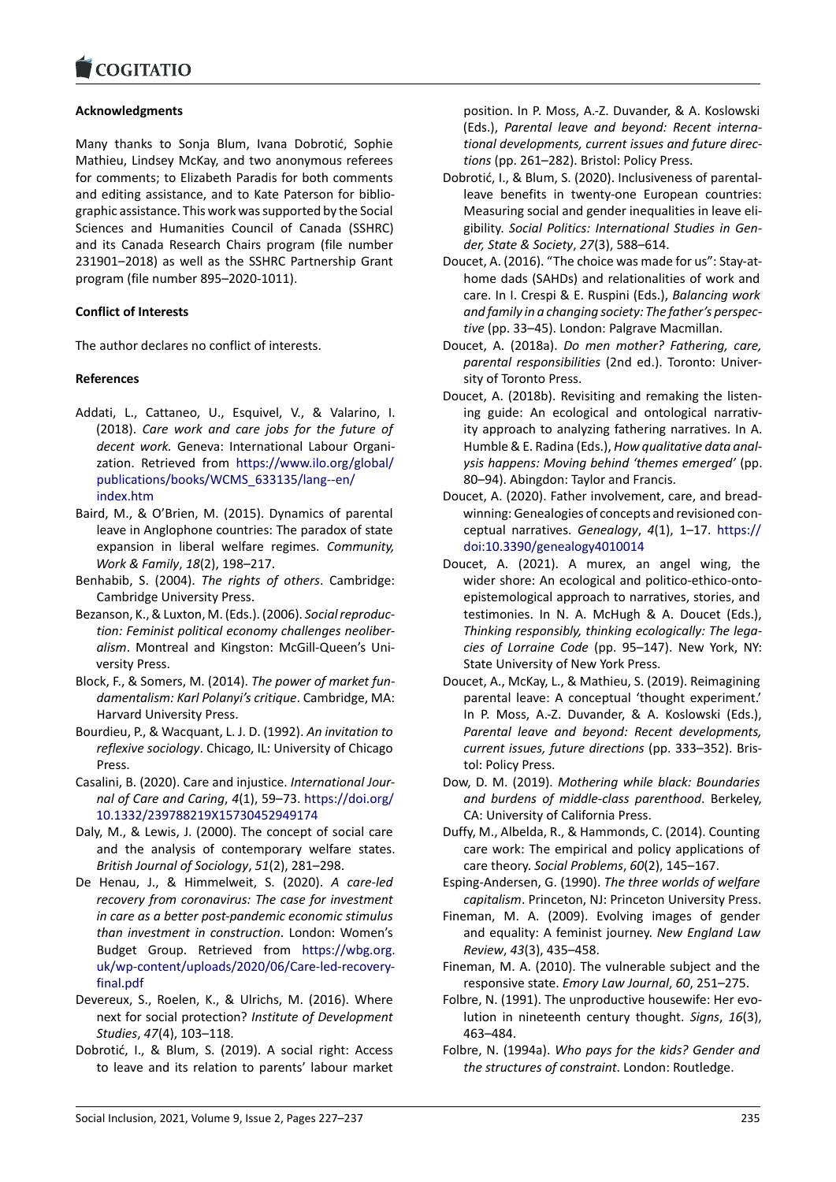**Acknowledgments**

Many thanks to Sonja Blum, Ivana Dobrotić, Sophie Mathieu, Lindsey McKay, and two anonymous referees for comments; to Elizabeth Paradis for both comments and editing assistance, and to Kate Paterson for bibliographic assistance. This work was supported by the Social Sciences and Humanities Council of Canada (SSHRC) and its Canada Research Chairs program (file number 231901–2018) as well as the SSHRC Partnership Grant program (file number 895–2020-1011).

**Conflict of Interests**

The author declares no conflict of interests.

**References**

Addati, L., Cattaneo, U., Esquivel, V., & Valarino, I. (2018). *Care work and care jobs for the future of decent work.* Geneva: International Labour Organization. Retrieved from https://www.ilo.org/global/publications/books/WCMS_633135/lang--en/index.htm

Baird, M., & O'Brien, M. (2015). Dynamics of parental leave in Anglophone countries: The paradox of state expansion in liberal welfare regimes. *Community, Work & Family*, *18*(2), 198–217.

Benhabib, S. (2004). *The rights of others*. Cambridge: Cambridge University Press.

Bezanson, K., & Luxton, M. (Eds.). (2006). *Social reproduction: Feminist political economy challenges neoliberalism*. Montreal and Kingston: McGill-Queen's University Press.

Block, F., & Somers, M. (2014). *The power of market fundamentalism: Karl Polanyi's critique*. Cambridge, MA: Harvard University Press.

Bourdieu, P., & Wacquant, L. J. D. (1992). *An invitation to reflexive sociology*. Chicago, IL: University of Chicago Press.

Casalini, B. (2020). Care and injustice. *International Journal of Care and Caring*, *4*(1), 59–73. https://doi.org/10.1332/239788219X15730452949174

Daly, M., & Lewis, J. (2000). The concept of social care and the analysis of contemporary welfare states. *British Journal of Sociology*, *51*(2), 281–298.

De Henau, J., & Himmelweit, S. (2020). *A care-led recovery from coronavirus: The case for investment in care as a better post-pandemic economic stimulus than investment in construction*. London: Women's Budget Group. Retrieved from https://wbg.org.uk/wp-content/uploads/2020/06/Care-led-recovery-final.pdf

Devereux, S., Roelen, K., & Ulrichs, M. (2016). Where next for social protection? *Institute of Development Studies*, *47*(4), 103–118.

Dobrotić, I., & Blum, S. (2019). A social right: Access to leave and its relation to parents' labour market position. In P. Moss, A.-Z. Duvander, & A. Koslowski (Eds.), *Parental leave and beyond: Recent international developments, current issues and future directions* (pp. 261–282). Bristol: Policy Press.

Dobrotić, I., & Blum, S. (2020). Inclusiveness of parental-leave benefits in twenty-one European countries: Measuring social and gender inequalities in leave eligibility. *Social Politics: International Studies in Gender, State & Society*, *27*(3), 588–614.

Doucet, A. (2016). "The choice was made for us": Stay-at-home dads (SAHDs) and relationalities of work and care. In I. Crespi & E. Ruspini (Eds.), *Balancing work and family in a changing society: The father's perspective* (pp. 33–45). London: Palgrave Macmillan.

Doucet, A. (2018a). *Do men mother? Fathering, care, parental responsibilities* (2nd ed.). Toronto: University of Toronto Press.

Doucet, A. (2018b). Revisiting and remaking the listening guide: An ecological and ontological narrativity approach to analyzing fathering narratives. In A. Humble & E. Radina (Eds.), *How qualitative data analysis happens: Moving behind 'themes emerged'* (pp. 80–94). Abingdon: Taylor and Francis.

Doucet, A. (2020). Father involvement, care, and breadwinning: Genealogies of concepts and revisioned conceptual narratives. *Genealogy*, *4*(1), 1–17. https://doi:10.3390/genealogy4010014

Doucet, A. (2021). A murex, an angel wing, the wider shore: An ecological and politico-ethico-onto-epistemological approach to narratives, stories, and testimonies. In N. A. McHugh & A. Doucet (Eds.), *Thinking responsibly, thinking ecologically: The legacies of Lorraine Code* (pp. 95–147). New York, NY: State University of New York Press.

Doucet, A., McKay, L., & Mathieu, S. (2019). Reimagining parental leave: A conceptual 'thought experiment.' In P. Moss, A.-Z. Duvander, & A. Koslowski (Eds.), *Parental leave and beyond: Recent developments, current issues, future directions* (pp. 333–352). Bristol: Policy Press.

Dow, D. M. (2019). *Mothering while black: Boundaries and burdens of middle-class parenthood*. Berkeley, CA: University of California Press.

Duffy, M., Albelda, R., & Hammonds, C. (2014). Counting care work: The empirical and policy applications of care theory. *Social Problems*, *60*(2), 145–167.

Esping-Andersen, G. (1990). *The three worlds of welfare capitalism*. Princeton, NJ: Princeton University Press.

Fineman, M. A. (2009). Evolving images of gender and equality: A feminist journey. *New England Law Review*, *43*(3), 435–458.

Fineman, M. A. (2010). The vulnerable subject and the responsive state. *Emory Law Journal*, *60*, 251–275.

Folbre, N. (1991). The unproductive housewife: Her evolution in nineteenth century thought. *Signs*, *16*(3), 463–484.

Folbre, N. (1994a). *Who pays for the kids? Gender and the structures of constraint*. London: Routledge.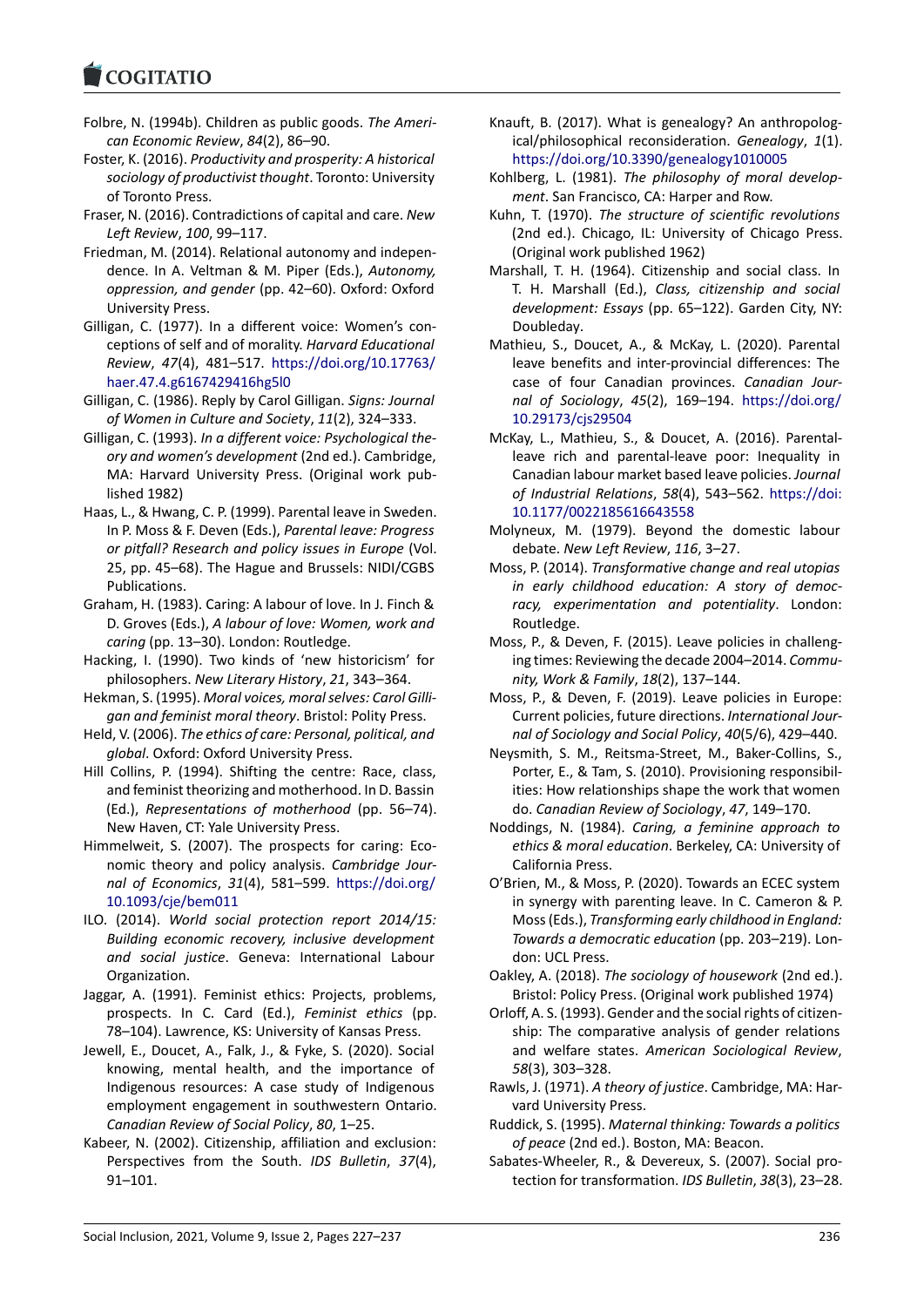Folbre, N. (1994b). Children as public goods. *The American Economic Review*, *84*(2), 86–90.

Foster, K. (2016). *Productivity and prosperity: A historical sociology of productivist thought*. Toronto: University of Toronto Press.

Fraser, N. (2016). Contradictions of capital and care. *New Left Review*, *100*, 99–117.

Friedman, M. (2014). Relational autonomy and independence. In A. Veltman & M. Piper (Eds.), *Autonomy, oppression, and gender* (pp. 42–60). Oxford: Oxford University Press.

Gilligan, C. (1977). In a different voice: Women's conceptions of self and of morality. *Harvard Educational Review*, *47*(4), 481–517. https://doi.org/10.17763/haer.47.4.g6167429416hg5l0

Gilligan, C. (1986). Reply by Carol Gilligan. *Signs: Journal of Women in Culture and Society*, *11*(2), 324–333.

Gilligan, C. (1993). *In a different voice: Psychological theory and women's development* (2nd ed.). Cambridge, MA: Harvard University Press. (Original work published 1982)

Haas, L., & Hwang, C. P. (1999). Parental leave in Sweden. In P. Moss & F. Deven (Eds.), *Parental leave: Progress or pitfall? Research and policy issues in Europe* (Vol. 25, pp. 45–68). The Hague and Brussels: NIDI/CGBS Publications.

Graham, H. (1983). Caring: A labour of love. In J. Finch & D. Groves (Eds.), *A labour of love: Women, work and caring* (pp. 13–30). London: Routledge.

Hacking, I. (1990). Two kinds of 'new historicism' for philosophers. *New Literary History*, *21*, 343–364.

Hekman, S. (1995). *Moral voices, moral selves: Carol Gilligan and feminist moral theory*. Bristol: Polity Press.

Held, V. (2006). *The ethics of care: Personal, political, and global*. Oxford: Oxford University Press.

Hill Collins, P. (1994). Shifting the centre: Race, class, and feminist theorizing and motherhood. In D. Bassin (Ed.), *Representations of motherhood* (pp. 56–74). New Haven, CT: Yale University Press.

Himmelweit, S. (2007). The prospects for caring: Economic theory and policy analysis. *Cambridge Journal of Economics*, *31*(4), 581–599. https://doi.org/10.1093/cje/bem011

ILO. (2014). *World social protection report 2014/15: Building economic recovery, inclusive development and social justice*. Geneva: International Labour Organization.

Jaggar, A. (1991). Feminist ethics: Projects, problems, prospects. In C. Card (Ed.), *Feminist ethics* (pp. 78–104). Lawrence, KS: University of Kansas Press.

Jewell, E., Doucet, A., Falk, J., & Fyke, S. (2020). Social knowing, mental health, and the importance of Indigenous resources: A case study of Indigenous employment engagement in southwestern Ontario. *Canadian Review of Social Policy*, *80*, 1–25.

Kabeer, N. (2002). Citizenship, affiliation and exclusion: Perspectives from the South. *IDS Bulletin*, *37*(4), 91–101.

Knauft, B. (2017). What is genealogy? An anthropological/philosophical reconsideration. *Genealogy*, *1*(1). https://doi.org/10.3390/genealogy1010005

Kohlberg, L. (1981). *The philosophy of moral development*. San Francisco, CA: Harper and Row.

Kuhn, T. (1970). *The structure of scientific revolutions* (2nd ed.). Chicago, IL: University of Chicago Press. (Original work published 1962)

Marshall, T. H. (1964). Citizenship and social class. In T. H. Marshall (Ed.), *Class, citizenship and social development: Essays* (pp. 65–122). Garden City, NY: Doubleday.

Mathieu, S., Doucet, A., & McKay, L. (2020). Parental leave benefits and inter-provincial differences: The case of four Canadian provinces. *Canadian Journal of Sociology*, *45*(2), 169–194. https://doi.org/10.29173/cjs29504

McKay, L., Mathieu, S., & Doucet, A. (2016). Parental-leave rich and parental-leave poor: Inequality in Canadian labour market based leave policies. *Journal of Industrial Relations*, *58*(4), 543–562. https://doi:10.1177/0022185616643558

Molyneux, M. (1979). Beyond the domestic labour debate. *New Left Review*, *116*, 3–27.

Moss, P. (2014). *Transformative change and real utopias in early childhood education: A story of democracy, experimentation and potentiality*. London: Routledge.

Moss, P., & Deven, F. (2015). Leave policies in challenging times: Reviewing the decade 2004–2014. *Community, Work & Family*, *18*(2), 137–144.

Moss, P., & Deven, F. (2019). Leave policies in Europe: Current policies, future directions. *International Journal of Sociology and Social Policy*, *40*(5/6), 429–440.

Neysmith, S. M., Reitsma-Street, M., Baker-Collins, S., Porter, E., & Tam, S. (2010). Provisioning responsibilities: How relationships shape the work that women do. *Canadian Review of Sociology*, *47*, 149–170.

Noddings, N. (1984). *Caring, a feminine approach to ethics & moral education*. Berkeley, CA: University of California Press.

O'Brien, M., & Moss, P. (2020). Towards an ECEC system in synergy with parenting leave. In C. Cameron & P. Moss (Eds.), *Transforming early childhood in England: Towards a democratic education* (pp. 203–219). London: UCL Press.

Oakley, A. (2018). *The sociology of housework* (2nd ed.). Bristol: Policy Press. (Original work published 1974)

Orloff, A. S. (1993). Gender and the social rights of citizenship: The comparative analysis of gender relations and welfare states. *American Sociological Review*, *58*(3), 303–328.

Rawls, J. (1971). *A theory of justice*. Cambridge, MA: Harvard University Press.

Ruddick, S. (1995). *Maternal thinking: Towards a politics of peace* (2nd ed.). Boston, MA: Beacon.

Sabates-Wheeler, R., & Devereux, S. (2007). Social protection for transformation. *IDS Bulletin*, *38*(3), 23–28.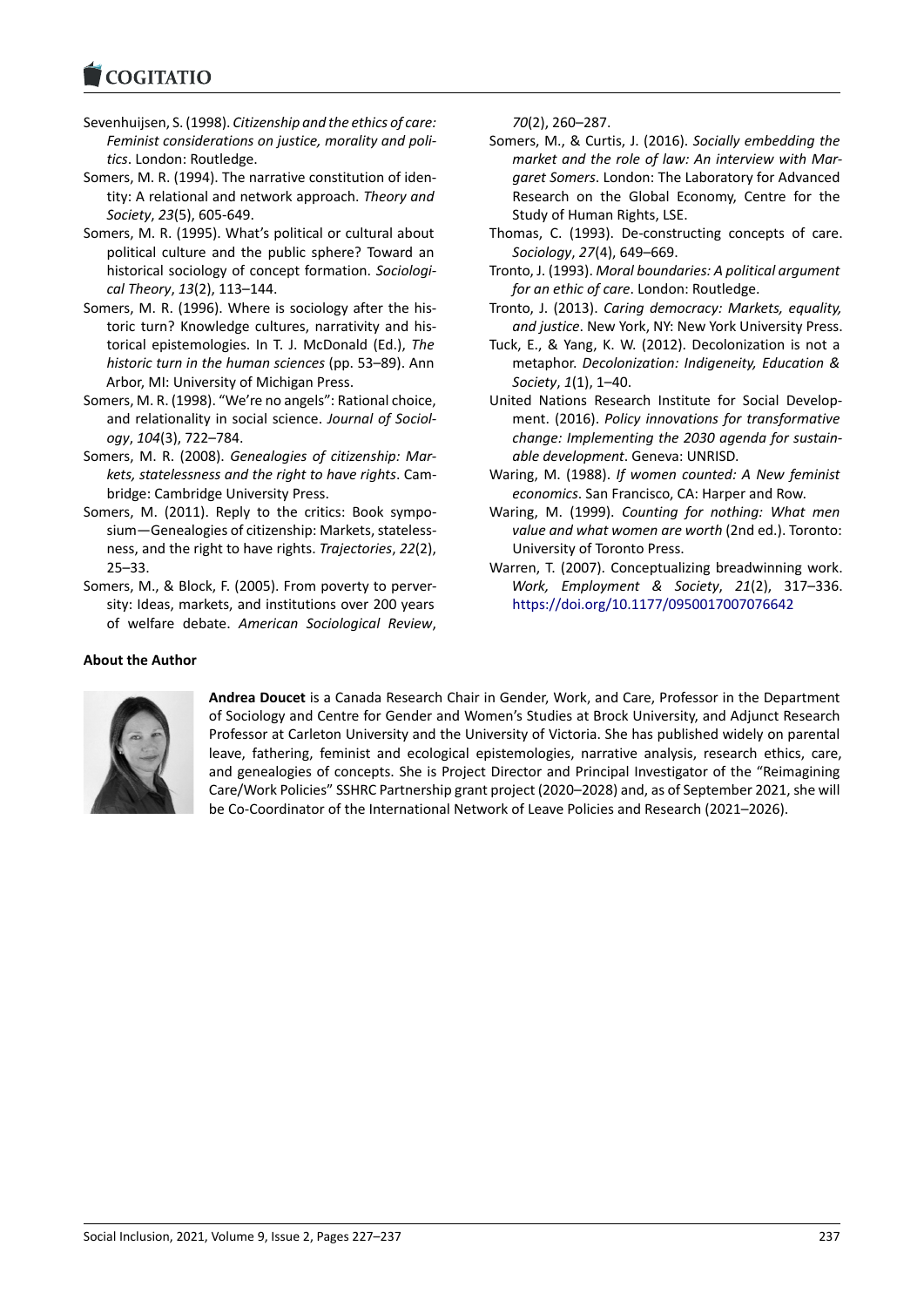Sevenhuijsen, S. (1998). *Citizenship and the ethics of care: Feminist considerations on justice, morality and politics*. London: Routledge.

Somers, M. R. (1994). The narrative constitution of identity: A relational and network approach. *Theory and Society*, *23*(5), 605-649.

Somers, M. R. (1995). What's political or cultural about political culture and the public sphere? Toward an historical sociology of concept formation. *Sociological Theory*, *13*(2), 113–144.

Somers, M. R. (1996). Where is sociology after the historic turn? Knowledge cultures, narrativity and historical epistemologies. In T. J. McDonald (Ed.), *The historic turn in the human sciences* (pp. 53–89). Ann Arbor, MI: University of Michigan Press.

Somers, M. R. (1998). "We're no angels": Rational choice, and relationality in social science. *Journal of Sociology*, *104*(3), 722–784.

Somers, M. R. (2008). *Genealogies of citizenship: Markets, statelessness and the right to have rights*. Cambridge: Cambridge University Press.

Somers, M. (2011). Reply to the critics: Book symposium—Genealogies of citizenship: Markets, statelessness, and the right to have rights. *Trajectories*, *22*(2), 25–33.

Somers, M., & Block, F. (2005). From poverty to perversity: Ideas, markets, and institutions over 200 years of welfare debate. *American Sociological Review*, *70*(2), 260–287.

Somers, M., & Curtis, J. (2016). *Socially embedding the market and the role of law: An interview with Margaret Somers*. London: The Laboratory for Advanced Research on the Global Economy, Centre for the Study of Human Rights, LSE.

Thomas, C. (1993). De-constructing concepts of care. *Sociology*, *27*(4), 649–669.

Tronto, J. (1993). *Moral boundaries: A political argument for an ethic of care*. London: Routledge.

Tronto, J. (2013). *Caring democracy: Markets, equality, and justice*. New York, NY: New York University Press.

Tuck, E., & Yang, K. W. (2012). Decolonization is not a metaphor. *Decolonization: Indigeneity, Education & Society*, *1*(1), 1–40.

United Nations Research Institute for Social Development. (2016). *Policy innovations for transformative change: Implementing the 2030 agenda for sustainable development*. Geneva: UNRISD.

Waring, M. (1988). *If women counted: A New feminist economics*. San Francisco, CA: Harper and Row.

Waring, M. (1999). *Counting for nothing: What men value and what women are worth* (2nd ed.). Toronto: University of Toronto Press.

Warren, T. (2007). Conceptualizing breadwinning work. *Work, Employment & Society*, *21*(2), 317–336. https://doi.org/10.1177/0950017007076642

**About the Author**

**Andrea Doucet** is a Canada Research Chair in Gender, Work, and Care, Professor in the Department of Sociology and Centre for Gender and Women's Studies at Brock University, and Adjunct Research Professor at Carleton University and the University of Victoria. She has published widely on parental leave, fathering, feminist and ecological epistemologies, narrative analysis, research ethics, care, and genealogies of concepts. She is Project Director and Principal Investigator of the "Reimagining Care/Work Policies" SSHRC Partnership grant project (2020–2028) and, as of September 2021, she will be Co-Coordinator of the International Network of Leave Policies and Research (2021–2026).